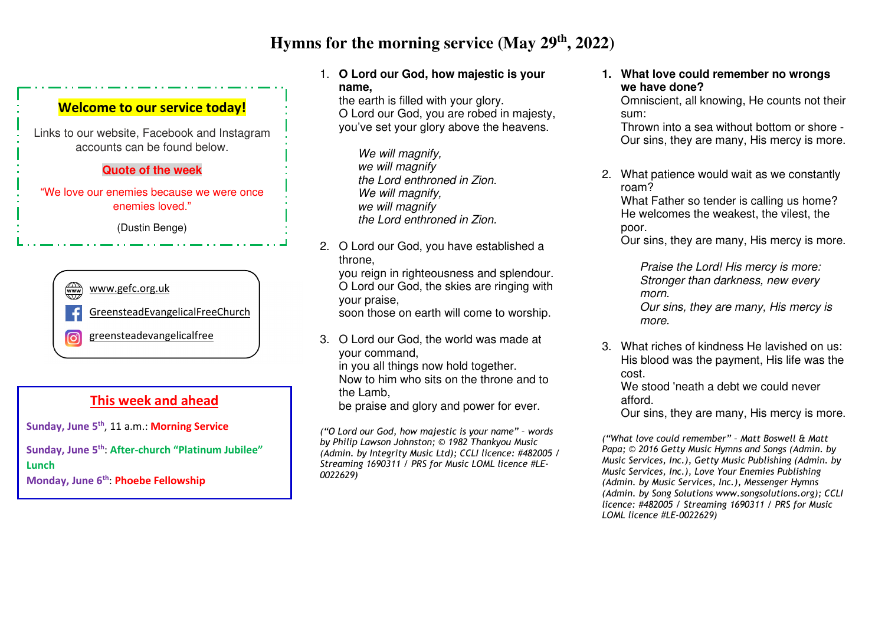# Hymns for the morning service (May 29th, 2022)

**Welcome to our service today!**

Links to our website, Facebook and Instagram accounts can be found below.

**Quote of the week**

"We love our enemies because we were once enemies loved."

(Dustin Benge)

www.gefc.org.uk

GreensteadEvangelicalFreeChurch

greensteadevangelicalfree

## This week and ahead

**Sunday, June 5th**, 11 a.m.: **Morning Service**

**Sunday, June 5th**: **After-church "Platinum Jubilee" Lunch**

**Monday, June 6th**: **Phoebe Fellowship**

1. **O Lord our God, how majestic is your name,**
   the earth is filled with your glory.
   O Lord our God, you are robed in majesty,
   you've set your glory above the heavens.

   *We will magnify,*
   *we will magnify*
   *the Lord enthroned in Zion.*
   *We will magnify,*
   *we will magnify*
   *the Lord enthroned in Zion.*

2. O Lord our God, you have established a throne,
   you reign in righteousness and splendour.
   O Lord our God, the skies are ringing with your praise,
   soon those on earth will come to worship.

3. O Lord our God, the world was made at your command,
   in you all things now hold together.
   Now to him who sits on the throne and to the Lamb,
   be praise and glory and power for ever.

*("O Lord our God, how majestic is your name" – words by Philip Lawson Johnston; © 1982 Thankyou Music (Admin. by Integrity Music Ltd); CCLI licence: #482005 / Streaming 1690311 / PRS for Music LOML licence #LE-0022629)*

1. **What love could remember no wrongs we have done?**
   Omniscient, all knowing, He counts not their sum:
   Thrown into a sea without bottom or shore -
   Our sins, they are many, His mercy is more.

2. What patience would wait as we constantly roam?
   What Father so tender is calling us home?
   He welcomes the weakest, the vilest, the poor.
   Our sins, they are many, His mercy is more.

   *Praise the Lord! His mercy is more:*
   *Stronger than darkness, new every morn.*
   *Our sins, they are many, His mercy is more.*

3. What riches of kindness He lavished on us:
   His blood was the payment, His life was the cost.
   We stood 'neath a debt we could never afford.
   Our sins, they are many, His mercy is more.

*("What love could remember" – Matt Boswell & Matt Papa; © 2016 Getty Music Hymns and Songs (Admin. by Music Services, Inc.), Getty Music Publishing (Admin. by Music Services, Inc.), Love Your Enemies Publishing (Admin. by Music Services, Inc.), Messenger Hymns (Admin. by Song Solutions www.songsolutions.org); CCLI licence: #482005 / Streaming 1690311 / PRS for Music LOML licence #LE-0022629)*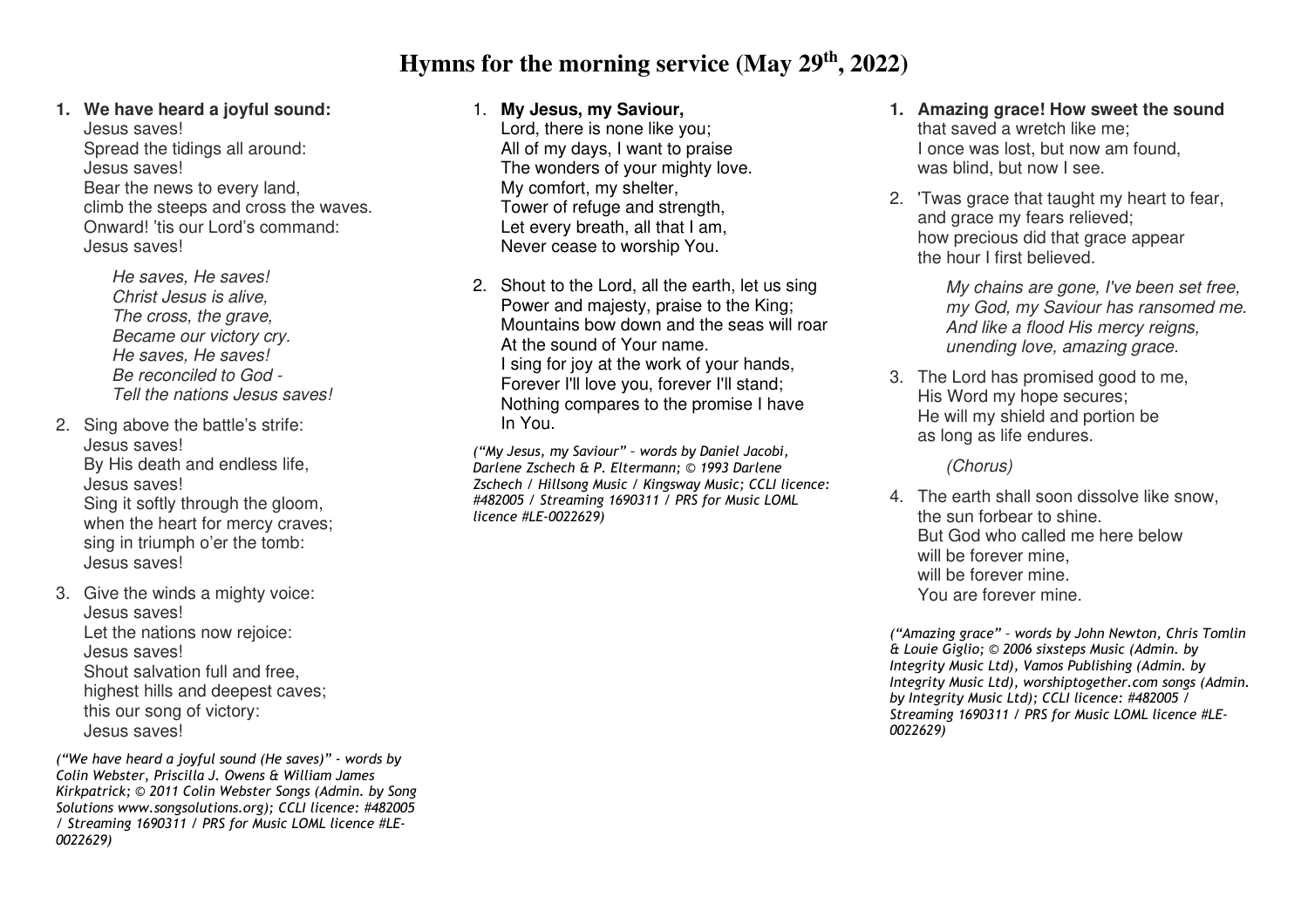# Hymns for the morning service (May 29th, 2022)

1. **We have heard a joyful sound:**
   Jesus saves!
   Spread the tidings all around:
   Jesus saves!
   Bear the news to every land,
   climb the steeps and cross the waves.
   Onward! 'tis our Lord's command:
   Jesus saves!

   *He saves, He saves!*
   *Christ Jesus is alive,*
   *The cross, the grave,*
   *Became our victory cry.*
   *He saves, He saves!*
   *Be reconciled to God -*
   *Tell the nations Jesus saves!*

2. Sing above the battle's strife:
   Jesus saves!
   By His death and endless life,
   Jesus saves!
   Sing it softly through the gloom,
   when the heart for mercy craves;
   sing in triumph o'er the tomb:
   Jesus saves!

3. Give the winds a mighty voice:
   Jesus saves!
   Let the nations now rejoice:
   Jesus saves!
   Shout salvation full and free,
   highest hills and deepest caves;
   this our song of victory:
   Jesus saves!

*("We have heard a joyful sound (He saves)" - words by Colin Webster, Priscilla J. Owens & William James Kirkpatrick; © 2011 Colin Webster Songs (Admin. by Song Solutions www.songsolutions.org); CCLI licence: #482005 / Streaming 1690311 / PRS for Music LOML licence #LE-0022629)*

1. **My Jesus, my Saviour,**
   Lord, there is none like you;
   All of my days, I want to praise
   The wonders of your mighty love.
   My comfort, my shelter,
   Tower of refuge and strength,
   Let every breath, all that I am,
   Never cease to worship You.

2. Shout to the Lord, all the earth, let us sing
   Power and majesty, praise to the King;
   Mountains bow down and the seas will roar
   At the sound of Your name.
   I sing for joy at the work of your hands,
   Forever I'll love you, forever I'll stand;
   Nothing compares to the promise I have
   In You.

*("My Jesus, my Saviour" – words by Daniel Jacobi, Darlene Zschech & P. Eltermann; © 1993 Darlene Zschech / Hillsong Music / Kingsway Music; CCLI licence: #482005 / Streaming 1690311 / PRS for Music LOML licence #LE-0022629)*

1. **Amazing grace! How sweet the sound**
   that saved a wretch like me;
   I once was lost, but now am found,
   was blind, but now I see.

2. 'Twas grace that taught my heart to fear,
   and grace my fears relieved;
   how precious did that grace appear
   the hour I first believed.

   *My chains are gone, I've been set free,*
   *my God, my Saviour has ransomed me.*
   *And like a flood His mercy reigns,*
   *unending love, amazing grace.*

3. The Lord has promised good to me,
   His Word my hope secures;
   He will my shield and portion be
   as long as life endures.

   *(Chorus)*

4. The earth shall soon dissolve like snow,
   the sun forbear to shine.
   But God who called me here below
   will be forever mine,
   will be forever mine.
   You are forever mine.

*("Amazing grace" – words by John Newton, Chris Tomlin & Louie Giglio; © 2006 sixsteps Music (Admin. by Integrity Music Ltd), Vamos Publishing (Admin. by Integrity Music Ltd), worshiptogether.com songs (Admin. by Integrity Music Ltd); CCLI licence: #482005 / Streaming 1690311 / PRS for Music LOML licence #LE-0022629)*